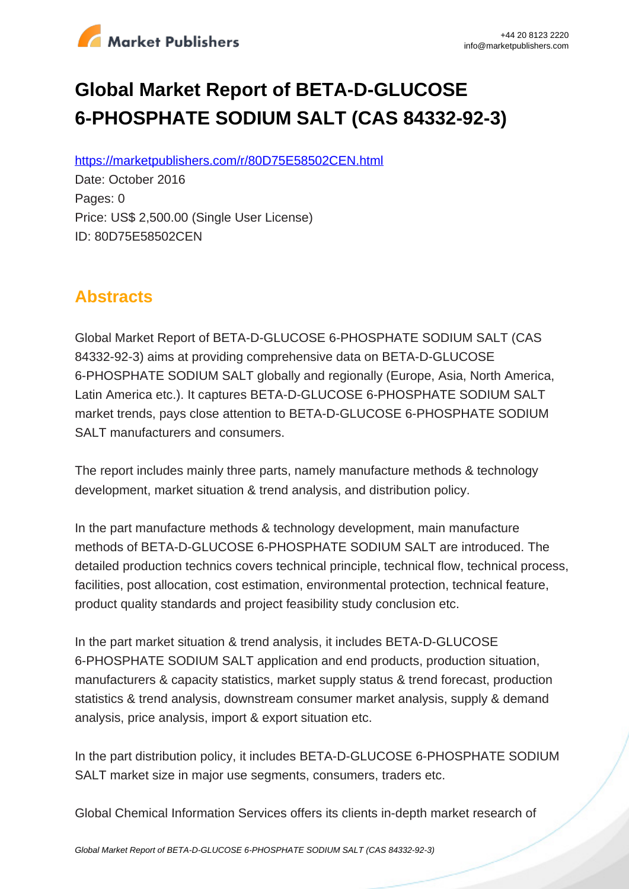# Global Market Report of BETA-D-GLUCOSE 6-PHOSPHATE SODIUM SALT (CAS 84332-92-3)

https://marketpublishers.com/r/80D75E58502CEN.html

Date: October 2016

Pages: 0

Price: US$ 2,500.00 (Single User License)

ID: 80D75E58502CEN

## Abstracts

Global Market Report of BETA-D-GLUCOSE 6-PHOSPHATE SODIUM SALT (CAS 84332-92-3) aims at providing comprehensive data on BETA-D-GLUCOSE 6-PHOSPHATE SODIUM SALT globally and regionally (Europe, Asia, North America, Latin America etc.). It captures BETA-D-GLUCOSE 6-PHOSPHATE SODIUM SALT market trends, pays close attention to BETA-D-GLUCOSE 6-PHOSPHATE SODIUM SALT manufacturers and consumers.

The report includes mainly three parts, namely manufacture methods & technology development, market situation & trend analysis, and distribution policy.

In the part manufacture methods & technology development, main manufacture methods of BETA-D-GLUCOSE 6-PHOSPHATE SODIUM SALT are introduced. The detailed production technics covers technical principle, technical flow, technical process, facilities, post allocation, cost estimation, environmental protection, technical feature, product quality standards and project feasibility study conclusion etc.

In the part market situation & trend analysis, it includes BETA-D-GLUCOSE 6-PHOSPHATE SODIUM SALT application and end products, production situation, manufacturers & capacity statistics, market supply status & trend forecast, production statistics & trend analysis, downstream consumer market analysis, supply & demand analysis, price analysis, import & export situation etc.

In the part distribution policy, it includes BETA-D-GLUCOSE 6-PHOSPHATE SODIUM SALT market size in major use segments, consumers, traders etc.

Global Chemical Information Services offers its clients in-depth market research of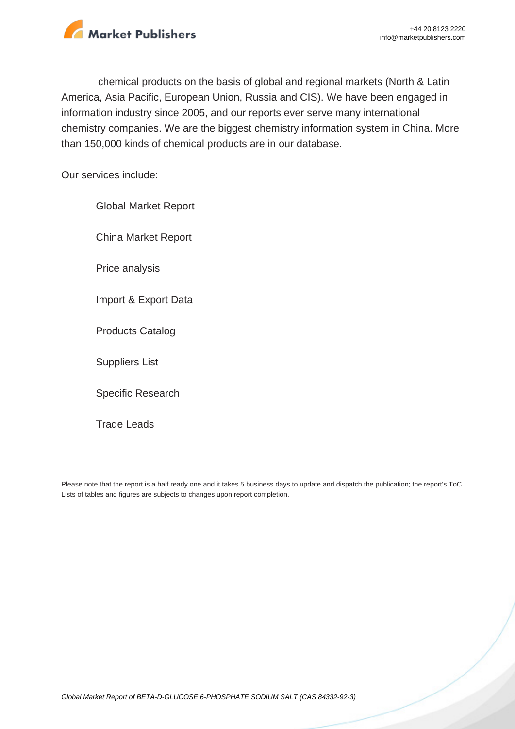chemical products on the basis of global and regional markets (North & Latin America, Asia Pacific, European Union, Russia and CIS). We have been engaged in information industry since 2005, and our reports ever serve many international chemistry companies. We are the biggest chemistry information system in China. More than 150,000 kinds of chemical products are in our database.

Our services include:

- Global Market Report
- China Market Report
- Price analysis
- Import & Export Data
- Products Catalog
- Suppliers List
- Specific Research
- Trade Leads

Please note that the report is a half ready one and it takes 5 business days to update and dispatch the publication; the report's ToC, Lists of tables and figures are subjects to changes upon report completion.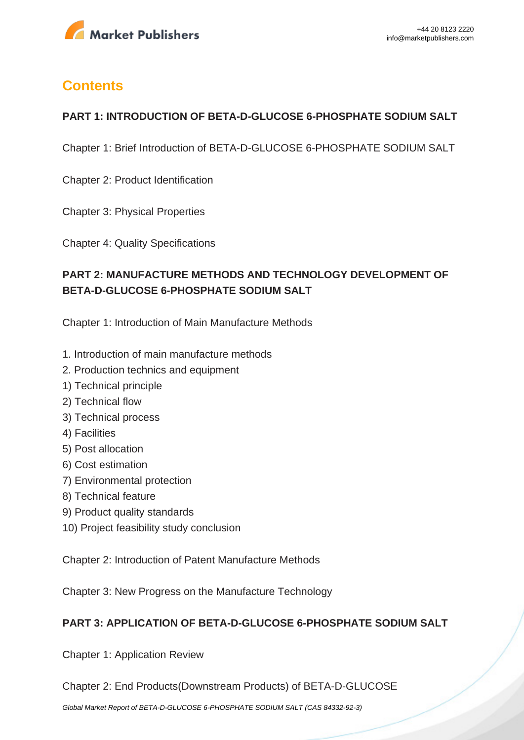## Contents

**PART 1: INTRODUCTION OF BETA-D-GLUCOSE 6-PHOSPHATE SODIUM SALT**

Chapter 1: Brief Introduction of BETA-D-GLUCOSE 6-PHOSPHATE SODIUM SALT

Chapter 2: Product Identification

Chapter 3: Physical Properties

Chapter 4: Quality Specifications

**PART 2: MANUFACTURE METHODS AND TECHNOLOGY DEVELOPMENT OF BETA-D-GLUCOSE 6-PHOSPHATE SODIUM SALT**

Chapter 1: Introduction of Main Manufacture Methods

1. Introduction of main manufacture methods
2. Production technics and equipment
1) Technical principle
2) Technical flow
3) Technical process
4) Facilities
5) Post allocation
6) Cost estimation
7) Environmental protection
8) Technical feature
9) Product quality standards
10) Project feasibility study conclusion

Chapter 2: Introduction of Patent Manufacture Methods

Chapter 3: New Progress on the Manufacture Technology

**PART 3: APPLICATION OF BETA-D-GLUCOSE 6-PHOSPHATE SODIUM SALT**

Chapter 1: Application Review

Chapter 2: End Products(Downstream Products) of BETA-D-GLUCOSE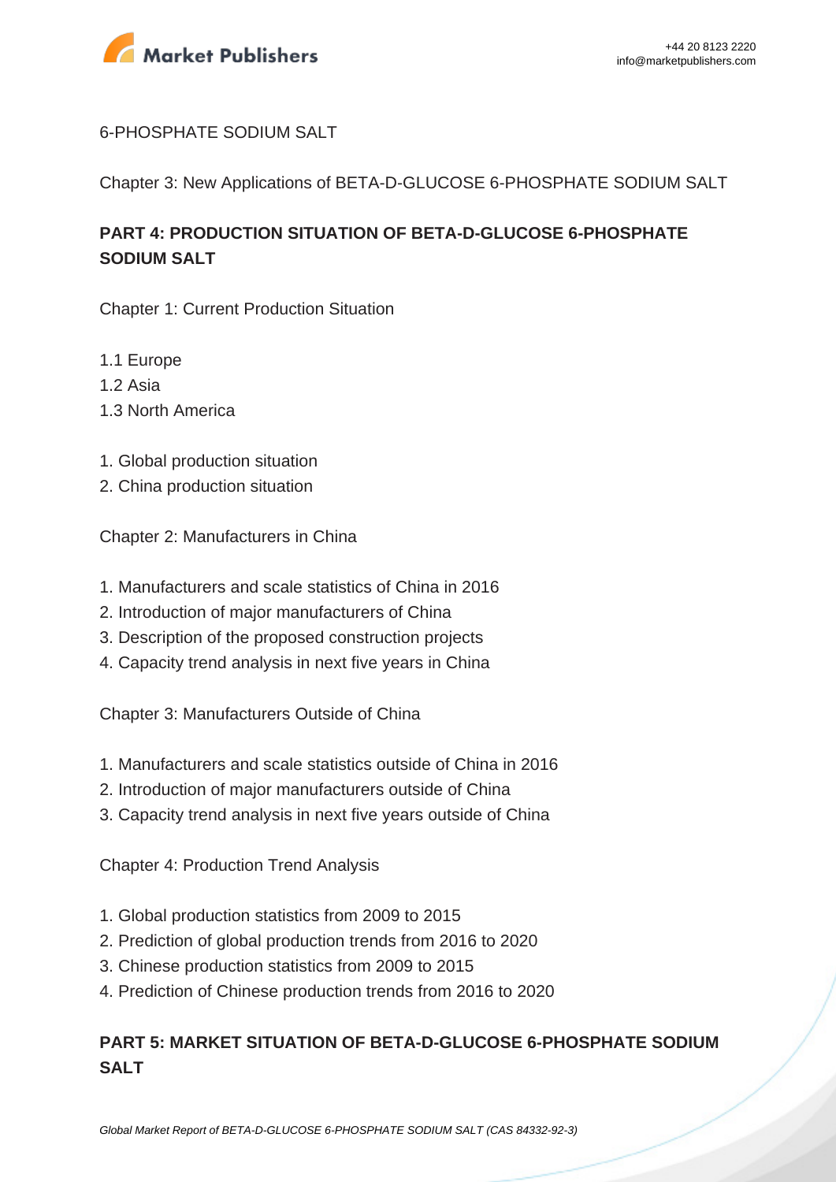6-PHOSPHATE SODIUM SALT

Chapter 3: New Applications of BETA-D-GLUCOSE 6-PHOSPHATE SODIUM SALT

**PART 4: PRODUCTION SITUATION OF BETA-D-GLUCOSE 6-PHOSPHATE SODIUM SALT**

Chapter 1: Current Production Situation

1.1 Europe
1.2 Asia
1.3 North America

1. Global production situation
2. China production situation

Chapter 2: Manufacturers in China

1. Manufacturers and scale statistics of China in 2016
2. Introduction of major manufacturers of China
3. Description of the proposed construction projects
4. Capacity trend analysis in next five years in China

Chapter 3: Manufacturers Outside of China

1. Manufacturers and scale statistics outside of China in 2016
2. Introduction of major manufacturers outside of China
3. Capacity trend analysis in next five years outside of China

Chapter 4: Production Trend Analysis

1. Global production statistics from 2009 to 2015
2. Prediction of global production trends from 2016 to 2020
3. Chinese production statistics from 2009 to 2015
4. Prediction of Chinese production trends from 2016 to 2020

**PART 5: MARKET SITUATION OF BETA-D-GLUCOSE 6-PHOSPHATE SODIUM SALT**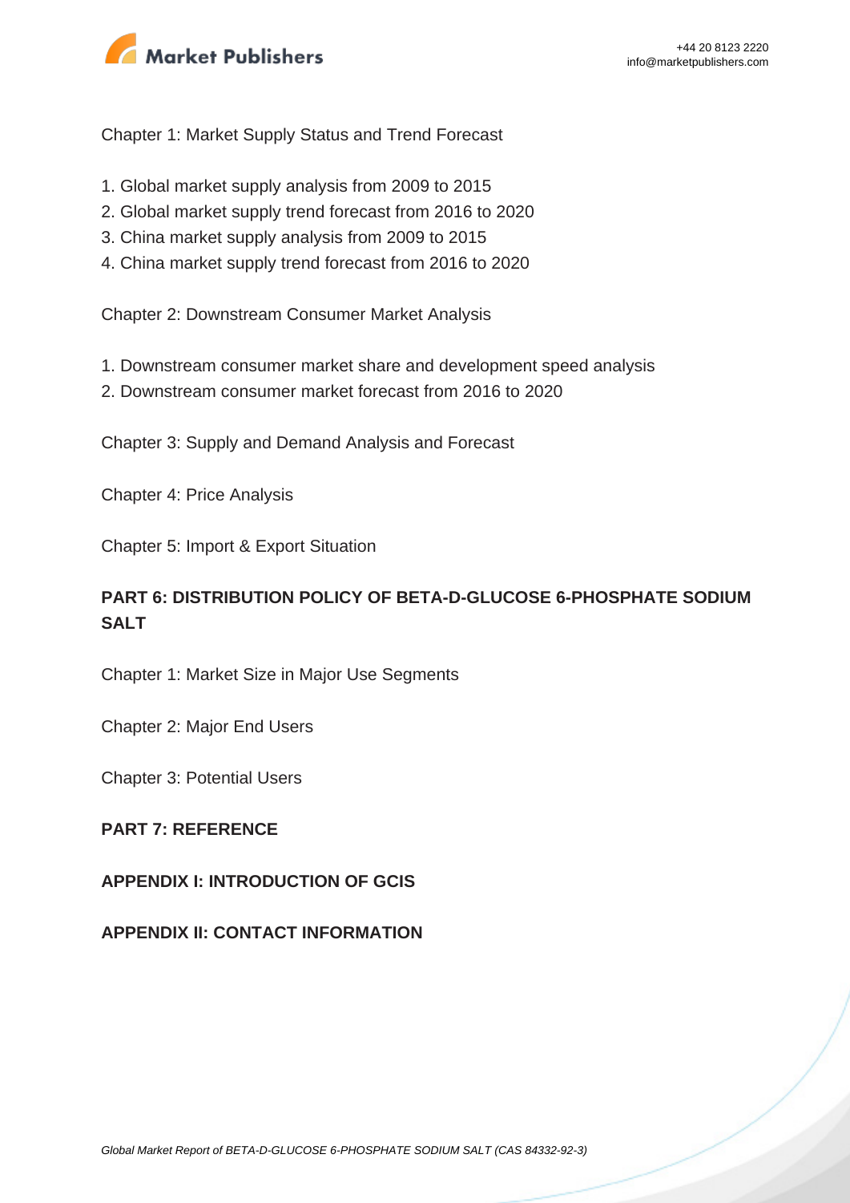Chapter 1: Market Supply Status and Trend Forecast

1. Global market supply analysis from 2009 to 2015
2. Global market supply trend forecast from 2016 to 2020
3. China market supply analysis from 2009 to 2015
4. China market supply trend forecast from 2016 to 2020

Chapter 2: Downstream Consumer Market Analysis

1. Downstream consumer market share and development speed analysis
2. Downstream consumer market forecast from 2016 to 2020

Chapter 3: Supply and Demand Analysis and Forecast

Chapter 4: Price Analysis

Chapter 5: Import & Export Situation

## PART 6: DISTRIBUTION POLICY OF BETA-D-GLUCOSE 6-PHOSPHATE SODIUM SALT

Chapter 1: Market Size in Major Use Segments

Chapter 2: Major End Users

Chapter 3: Potential Users

## PART 7: REFERENCE

## APPENDIX I: INTRODUCTION OF GCIS

## APPENDIX II: CONTACT INFORMATION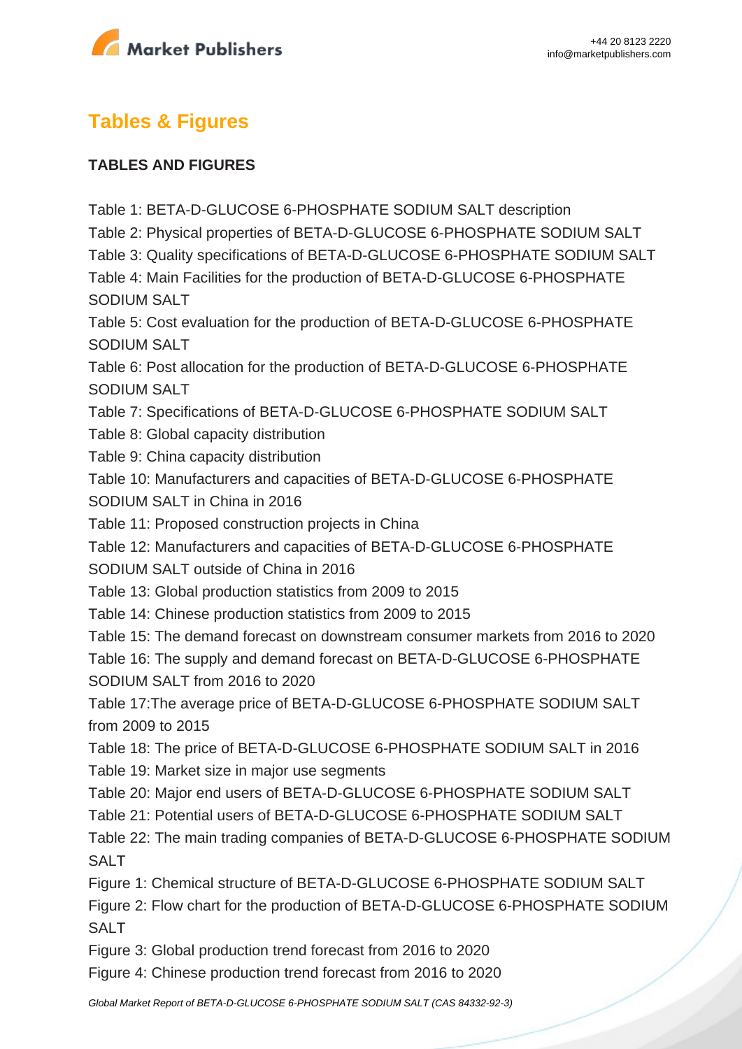## Tables & Figures

**TABLES AND FIGURES**

Table 1: BETA-D-GLUCOSE 6-PHOSPHATE SODIUM SALT description
Table 2: Physical properties of BETA-D-GLUCOSE 6-PHOSPHATE SODIUM SALT
Table 3: Quality specifications of BETA-D-GLUCOSE 6-PHOSPHATE SODIUM SALT
Table 4: Main Facilities for the production of BETA-D-GLUCOSE 6-PHOSPHATE SODIUM SALT
Table 5: Cost evaluation for the production of BETA-D-GLUCOSE 6-PHOSPHATE SODIUM SALT
Table 6: Post allocation for the production of BETA-D-GLUCOSE 6-PHOSPHATE SODIUM SALT
Table 7: Specifications of BETA-D-GLUCOSE 6-PHOSPHATE SODIUM SALT
Table 8: Global capacity distribution
Table 9: China capacity distribution
Table 10: Manufacturers and capacities of BETA-D-GLUCOSE 6-PHOSPHATE SODIUM SALT in China in 2016
Table 11: Proposed construction projects in China
Table 12: Manufacturers and capacities of BETA-D-GLUCOSE 6-PHOSPHATE SODIUM SALT outside of China in 2016
Table 13: Global production statistics from 2009 to 2015
Table 14: Chinese production statistics from 2009 to 2015
Table 15: The demand forecast on downstream consumer markets from 2016 to 2020
Table 16: The supply and demand forecast on BETA-D-GLUCOSE 6-PHOSPHATE SODIUM SALT from 2016 to 2020
Table 17:The average price of BETA-D-GLUCOSE 6-PHOSPHATE SODIUM SALT from 2009 to 2015
Table 18: The price of BETA-D-GLUCOSE 6-PHOSPHATE SODIUM SALT in 2016
Table 19: Market size in major use segments
Table 20: Major end users of BETA-D-GLUCOSE 6-PHOSPHATE SODIUM SALT
Table 21: Potential users of BETA-D-GLUCOSE 6-PHOSPHATE SODIUM SALT
Table 22: The main trading companies of BETA-D-GLUCOSE 6-PHOSPHATE SODIUM SALT
Figure 1: Chemical structure of BETA-D-GLUCOSE 6-PHOSPHATE SODIUM SALT
Figure 2: Flow chart for the production of BETA-D-GLUCOSE 6-PHOSPHATE SODIUM SALT
Figure 3: Global production trend forecast from 2016 to 2020
Figure 4: Chinese production trend forecast from 2016 to 2020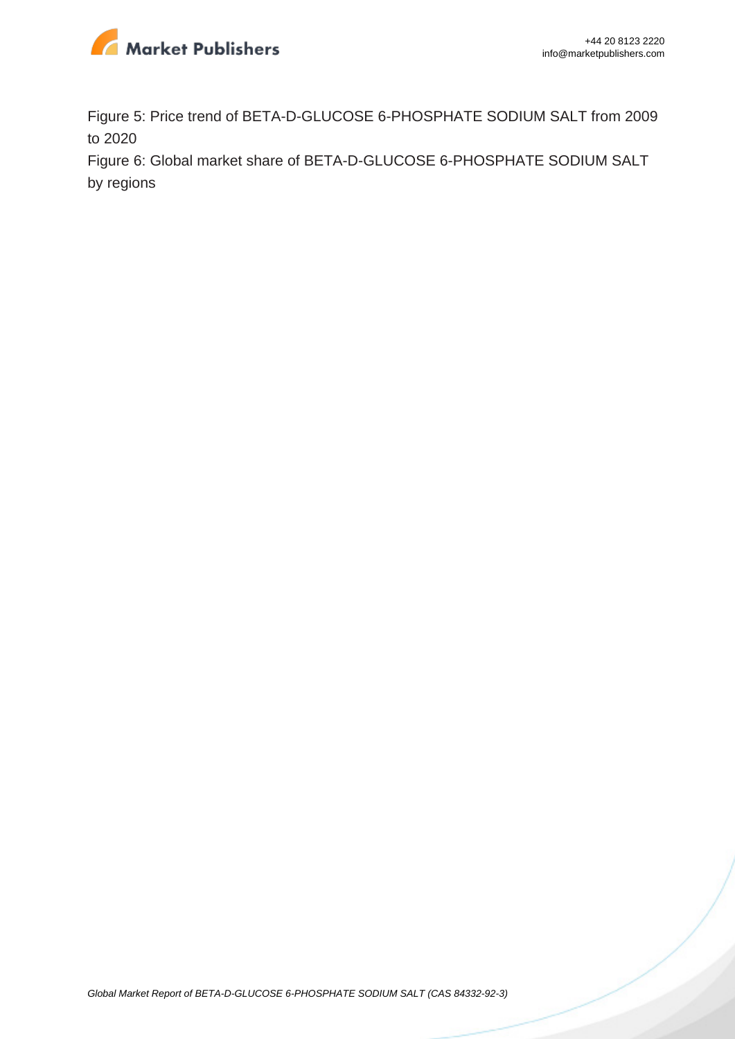Figure 5: Price trend of BETA-D-GLUCOSE 6-PHOSPHATE SODIUM SALT from 2009 to 2020

Figure 6: Global market share of BETA-D-GLUCOSE 6-PHOSPHATE SODIUM SALT by regions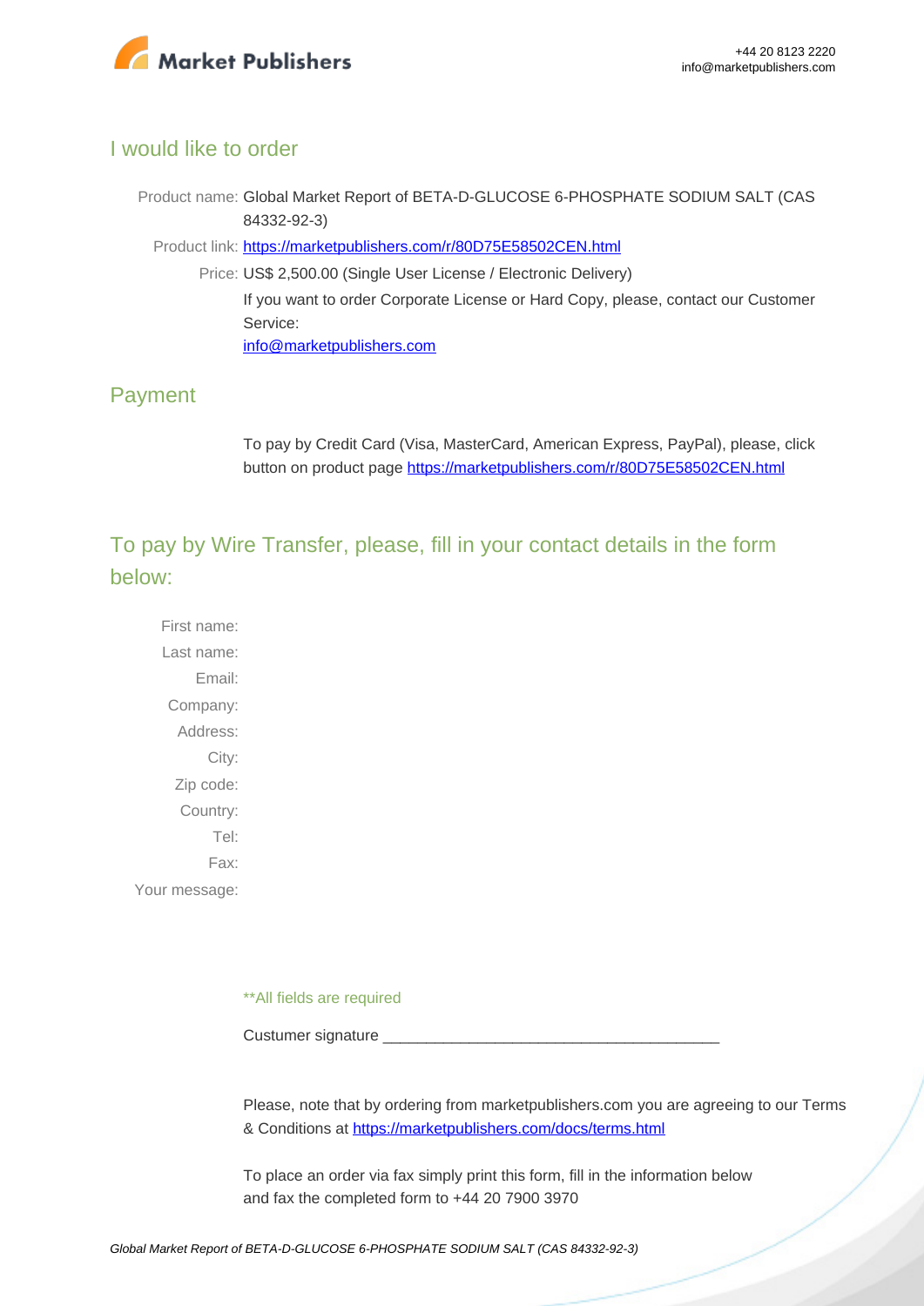## I would like to order

Product name: Global Market Report of BETA-D-GLUCOSE 6-PHOSPHATE SODIUM SALT (CAS 84332-92-3)

Product link: [https://marketpublishers.com/r/80D75E58502CEN.html](https://marketpublishers.com/r/80D75E58502CEN.html)

Price: US$ 2,500.00 (Single User License / Electronic Delivery)

If you want to order Corporate License or Hard Copy, please, contact our Customer Service:

[info@marketpublishers.com](mailto:info@marketpublishers.com)

## Payment

To pay by Credit Card (Visa, MasterCard, American Express, PayPal), please, click button on product page [https://marketpublishers.com/r/80D75E58502CEN.html](https://marketpublishers.com/r/80D75E58502CEN.html)

## To pay by Wire Transfer, please, fill in your contact details in the form below:

First name:

Last name:

Email:

Company:

Address:

City:

Zip code:

Country:

Tel:

Fax:

Your message:

**All fields are required

Custumer signature _______________________________________

Please, note that by ordering from marketpublishers.com you are agreeing to our Terms & Conditions at [https://marketpublishers.com/docs/terms.html](https://marketpublishers.com/docs/terms.html)

To place an order via fax simply print this form, fill in the information below and fax the completed form to +44 20 7900 3970